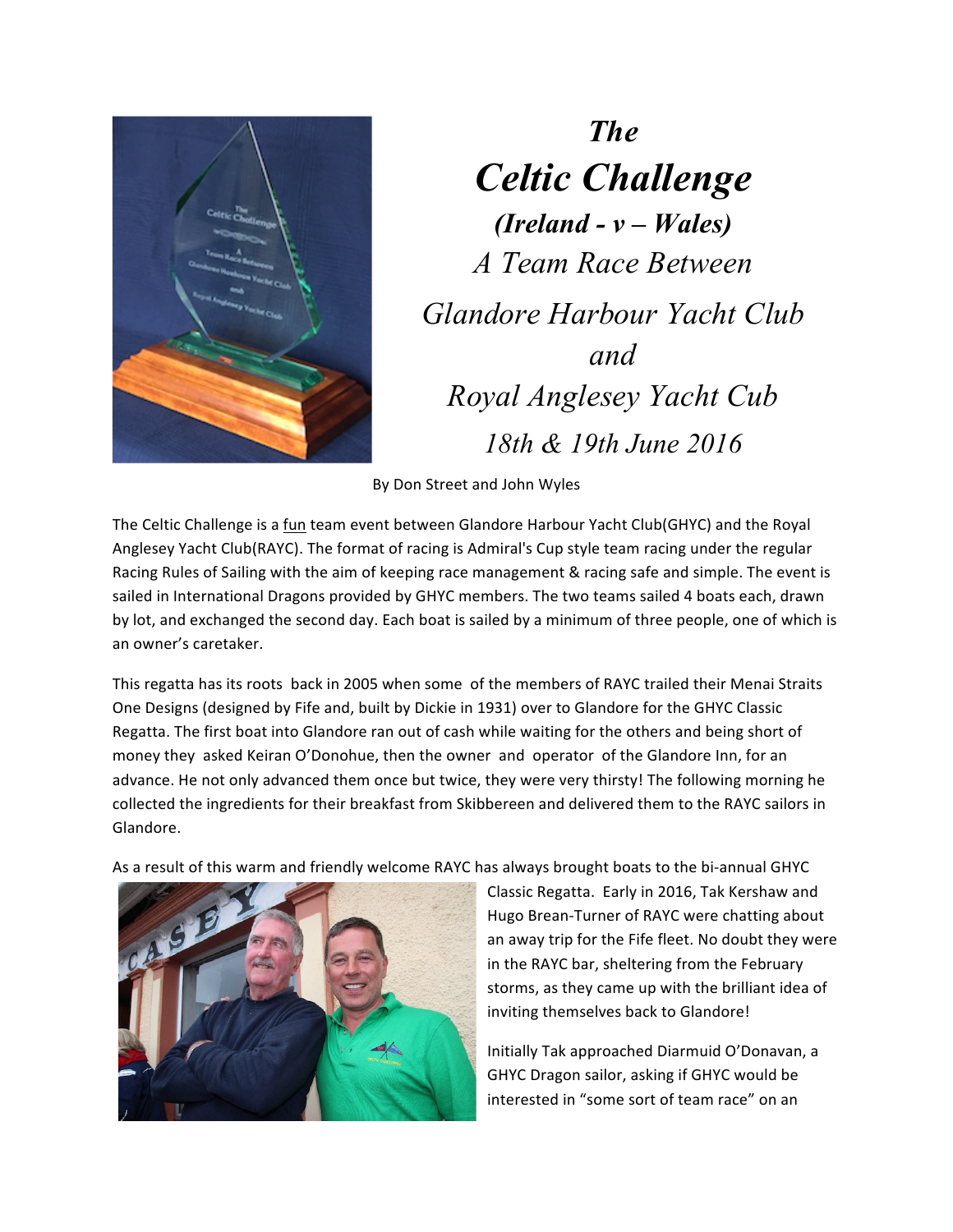# *The*

# *Celtic Challenge*

### *(Ireland - v – Wales)*

### *A Team Race Between*

### *Glandore Harbour Yacht Club*

### *and*

### *Royal Anglesey Yacht Cub*

### *18th & 19th June 2016*

By Don Street and John Wyles

The Celtic Challenge is a fun team event between Glandore Harbour Yacht Club(GHYC) and the Royal Anglesey Yacht Club(RAYC). The format of racing is Admiral's Cup style team racing under the regular Racing Rules of Sailing with the aim of keeping race management & racing safe and simple. The event is sailed in International Dragons provided by GHYC members. The two teams sailed 4 boats each, drawn by lot, and exchanged the second day. Each boat is sailed by a minimum of three people, one of which is an owner's caretaker.

This regatta has its roots back in 2005 when some of the members of RAYC trailed their Menai Straits One Designs (designed by Fife and, built by Dickie in 1931) over to Glandore for the GHYC Classic Regatta. The first boat into Glandore ran out of cash while waiting for the others and being short of money they asked Keiran O'Donohue, then the owner and operator of the Glandore Inn, for an advance. He not only advanced them once but twice, they were very thirsty! The following morning he collected the ingredients for their breakfast from Skibbereen and delivered them to the RAYC sailors in Glandore.

As a result of this warm and friendly welcome RAYC has always brought boats to the bi-annual GHYC Classic Regatta. Early in 2016, Tak Kershaw and Hugo Brean-Turner of RAYC were chatting about an away trip for the Fife fleet. No doubt they were in the RAYC bar, sheltering from the February storms, as they came up with the brilliant idea of inviting themselves back to Glandore!

Initially Tak approached Diarmuid O'Donavan, a GHYC Dragon sailor, asking if GHYC would be interested in "some sort of team race" on an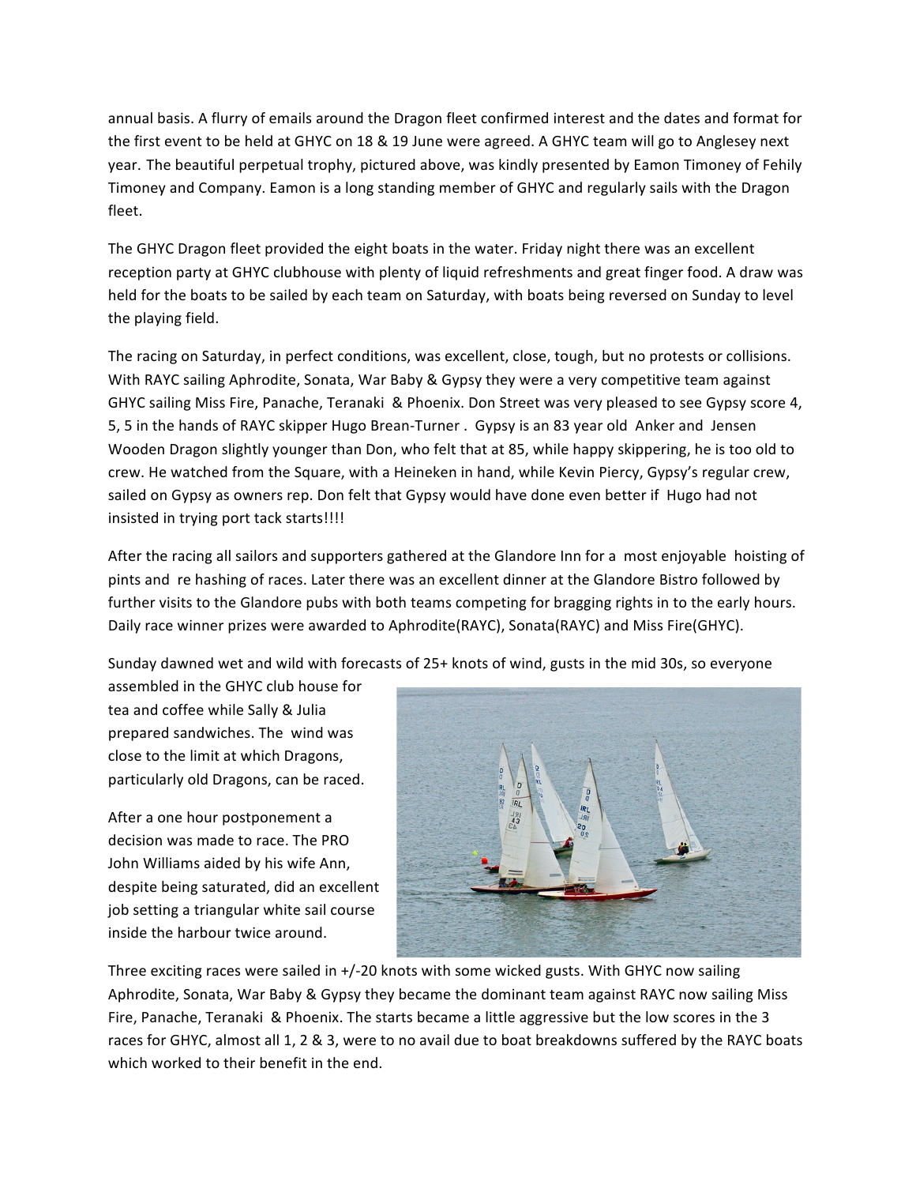annual basis. A flurry of emails around the Dragon fleet confirmed interest and the dates and format for the first event to be held at GHYC on 18 & 19 June were agreed. A GHYC team will go to Anglesey next year. The beautiful perpetual trophy, pictured above, was kindly presented by Eamon Timoney of Fehily Timoney and Company. Eamon is a long standing member of GHYC and regularly sails with the Dragon fleet.

The GHYC Dragon fleet provided the eight boats in the water. Friday night there was an excellent reception party at GHYC clubhouse with plenty of liquid refreshments and great finger food. A draw was held for the boats to be sailed by each team on Saturday, with boats being reversed on Sunday to level the playing field.

The racing on Saturday, in perfect conditions, was excellent, close, tough, but no protests or collisions. With RAYC sailing Aphrodite, Sonata, War Baby & Gypsy they were a very competitive team against GHYC sailing Miss Fire, Panache, Teranaki & Phoenix. Don Street was very pleased to see Gypsy score 4, 5, 5 in the hands of RAYC skipper Hugo Brean-Turner . Gypsy is an 83 year old Anker and Jensen Wooden Dragon slightly younger than Don, who felt that at 85, while happy skippering, he is too old to crew. He watched from the Square, with a Heineken in hand, while Kevin Piercy, Gypsy's regular crew, sailed on Gypsy as owners rep. Don felt that Gypsy would have done even better if Hugo had not insisted in trying port tack starts!!!!

After the racing all sailors and supporters gathered at the Glandore Inn for a most enjoyable hoisting of pints and re hashing of races. Later there was an excellent dinner at the Glandore Bistro followed by further visits to the Glandore pubs with both teams competing for bragging rights in to the early hours. Daily race winner prizes were awarded to Aphrodite(RAYC), Sonata(RAYC) and Miss Fire(GHYC).

Sunday dawned wet and wild with forecasts of 25+ knots of wind, gusts in the mid 30s, so everyone assembled in the GHYC club house for tea and coffee while Sally & Julia prepared sandwiches. The wind was close to the limit at which Dragons, particularly old Dragons, can be raced.

After a one hour postponement a decision was made to race. The PRO John Williams aided by his wife Ann, despite being saturated, did an excellent job setting a triangular white sail course inside the harbour twice around.

Three exciting races were sailed in +/-20 knots with some wicked gusts. With GHYC now sailing Aphrodite, Sonata, War Baby & Gypsy they became the dominant team against RAYC now sailing Miss Fire, Panache, Teranaki & Phoenix. The starts became a little aggressive but the low scores in the 3 races for GHYC, almost all 1, 2 & 3, were to no avail due to boat breakdowns suffered by the RAYC boats which worked to their benefit in the end.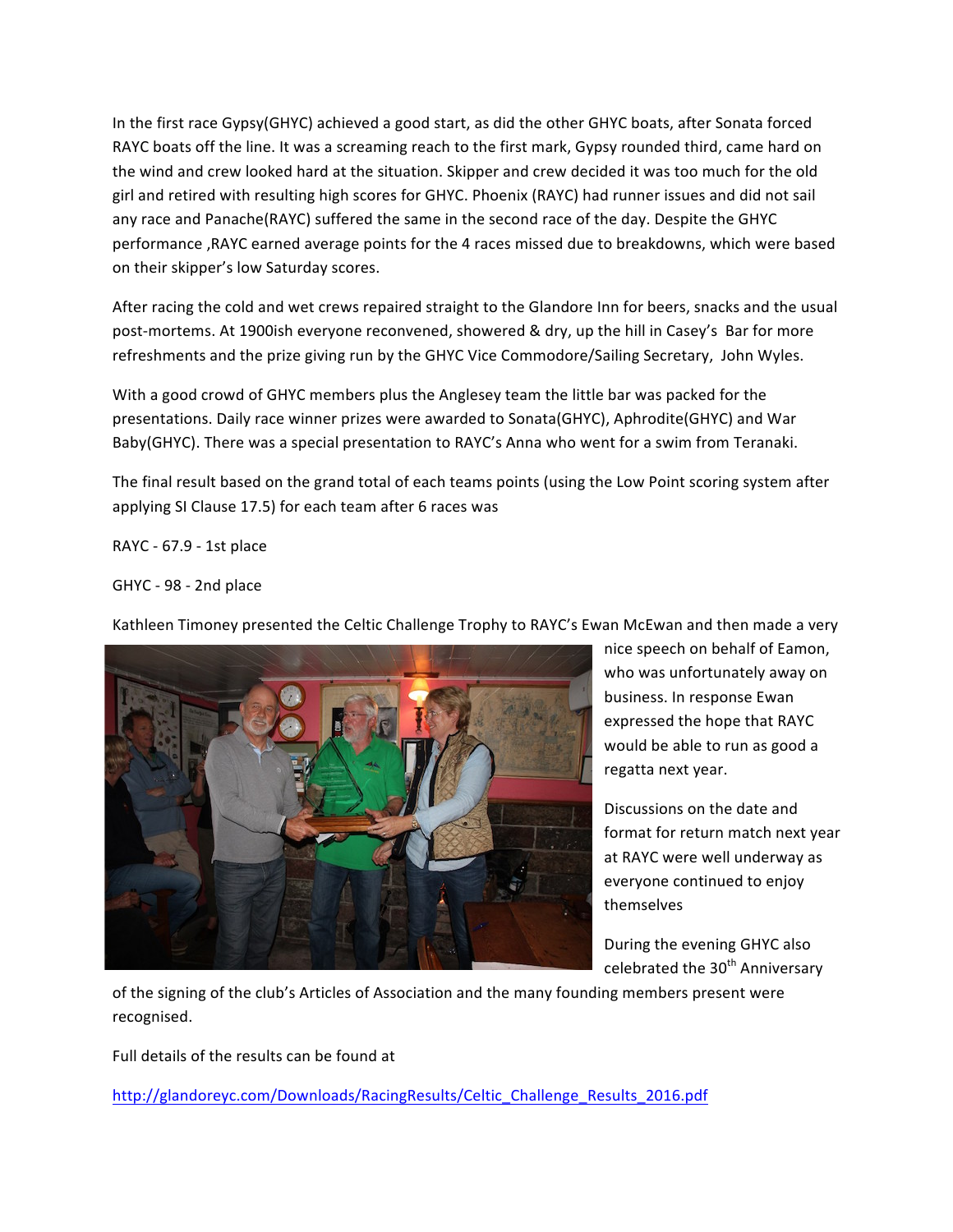In the first race Gypsy(GHYC) achieved a good start, as did the other GHYC boats, after Sonata forced RAYC boats off the line. It was a screaming reach to the first mark, Gypsy rounded third, came hard on the wind and crew looked hard at the situation. Skipper and crew decided it was too much for the old girl and retired with resulting high scores for GHYC. Phoenix (RAYC) had runner issues and did not sail any race and Panache(RAYC) suffered the same in the second race of the day. Despite the GHYC performance ,RAYC earned average points for the 4 races missed due to breakdowns, which were based on their skipper's low Saturday scores.

After racing the cold and wet crews repaired straight to the Glandore Inn for beers, snacks and the usual post-mortems. At 1900ish everyone reconvened, showered & dry, up the hill in Casey's Bar for more refreshments and the prize giving run by the GHYC Vice Commodore/Sailing Secretary, John Wyles.

With a good crowd of GHYC members plus the Anglesey team the little bar was packed for the presentations. Daily race winner prizes were awarded to Sonata(GHYC), Aphrodite(GHYC) and War Baby(GHYC). There was a special presentation to RAYC's Anna who went for a swim from Teranaki.

The final result based on the grand total of each teams points (using the Low Point scoring system after applying SI Clause 17.5) for each team after 6 races was

RAYC - 67.9 - 1st place

GHYC - 98 - 2nd place

Kathleen Timoney presented the Celtic Challenge Trophy to RAYC's Ewan McEwan and then made a very nice speech on behalf of Eamon, who was unfortunately away on business. In response Ewan expressed the hope that RAYC would be able to run as good a regatta next year.

Discussions on the date and format for return match next year at RAYC were well underway as everyone continued to enjoy themselves

During the evening GHYC also celebrated the 30th Anniversary of the signing of the club's Articles of Association and the many founding members present were recognised.

Full details of the results can be found at

http://glandoreyc.com/Downloads/RacingResults/Celtic_Challenge_Results_2016.pdf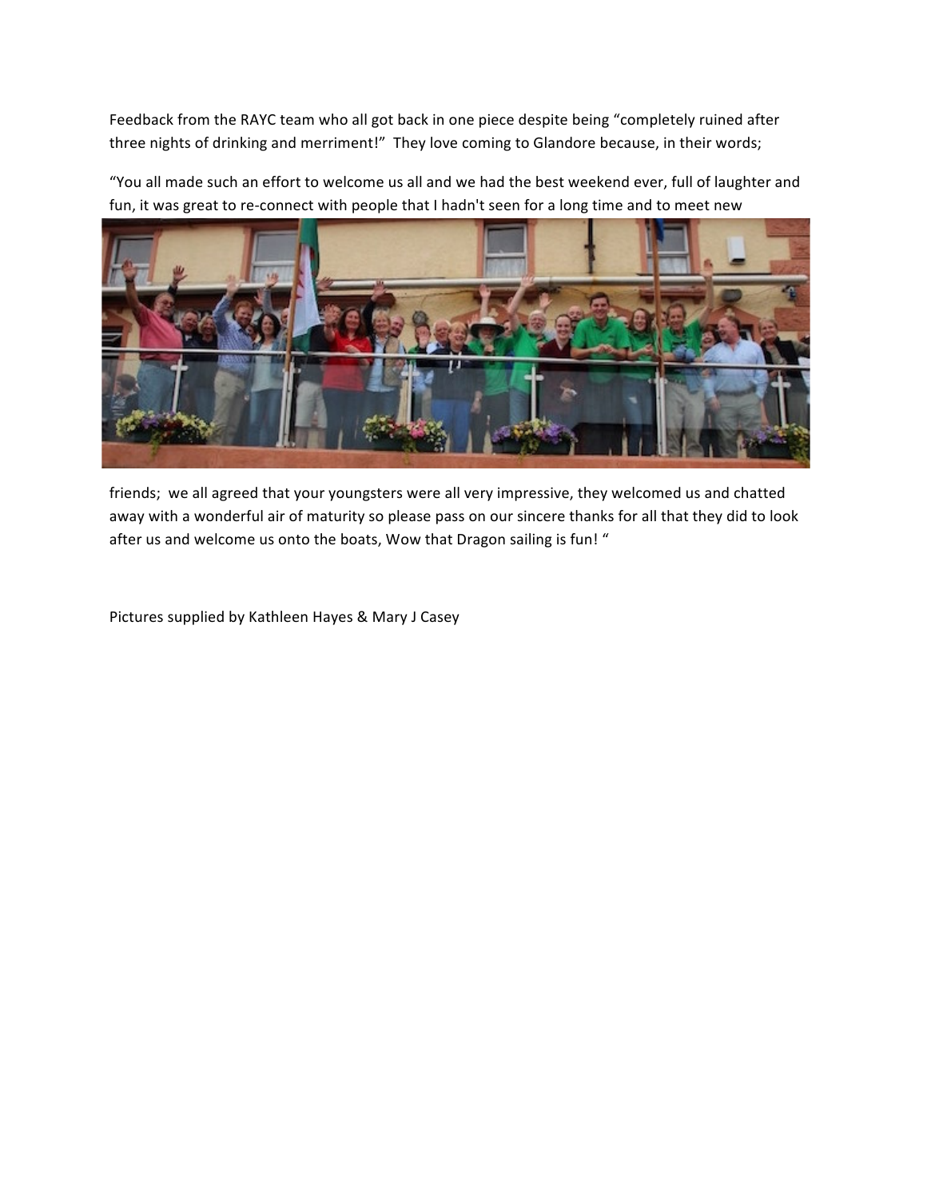Feedback from the RAYC team who all got back in one piece despite being "completely ruined after three nights of drinking and merriment!" They love coming to Glandore because, in their words;

"You all made such an effort to welcome us all and we had the best weekend ever, full of laughter and fun, it was great to re-connect with people that I hadn't seen for a long time and to meet new friends; we all agreed that your youngsters were all very impressive, they welcomed us and chatted away with a wonderful air of maturity so please pass on our sincere thanks for all that they did to look after us and welcome us onto the boats, Wow that Dragon sailing is fun! "

Pictures supplied by Kathleen Hayes & Mary J Casey